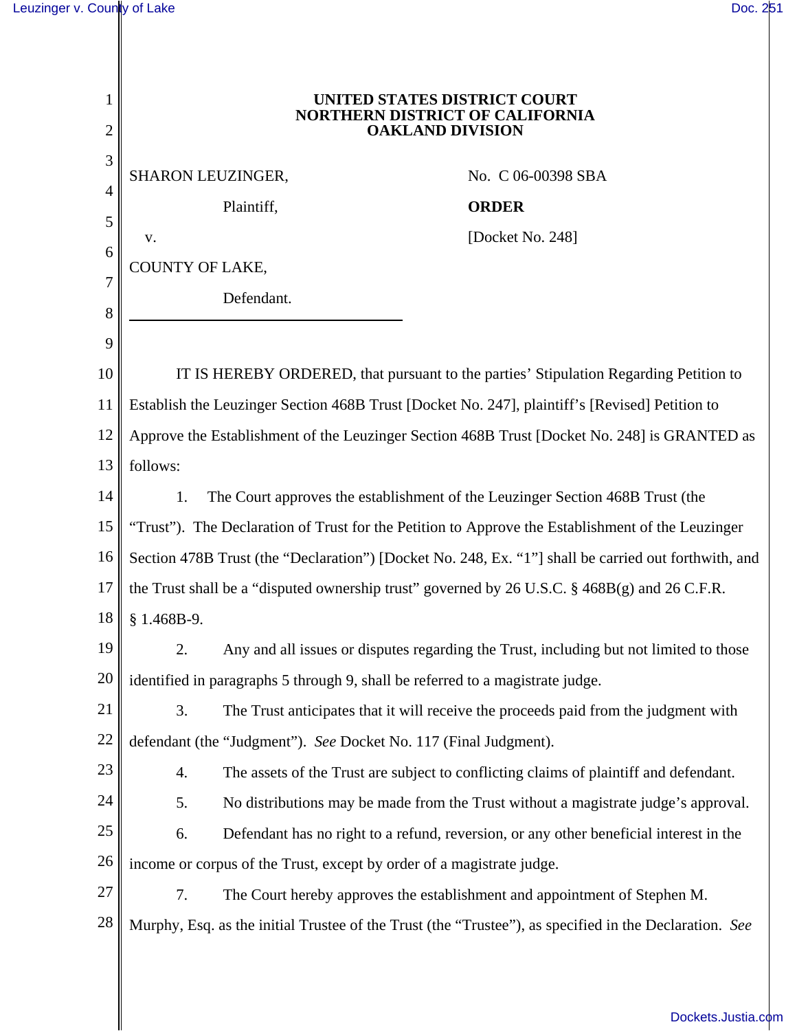**UNITED STATES DISTRICT COURT**
**NORTHERN DISTRICT OF CALIFORNIA**
**OAKLAND DIVISION**

SHARON LEUZINGER,

Plaintiff,

v.

COUNTY OF LAKE,

Defendant.

No. C 06-00398 SBA

**ORDER**

[Docket No. 248]

IT IS HEREBY ORDERED, that pursuant to the parties' Stipulation Regarding Petition to Establish the Leuzinger Section 468B Trust [Docket No. 247], plaintiff's [Revised] Petition to Approve the Establishment of the Leuzinger Section 468B Trust [Docket No. 248] is GRANTED as follows:

1. The Court approves the establishment of the Leuzinger Section 468B Trust (the "Trust"). The Declaration of Trust for the Petition to Approve the Establishment of the Leuzinger Section 478B Trust (the "Declaration") [Docket No. 248, Ex. "1"] shall be carried out forthwith, and the Trust shall be a "disputed ownership trust" governed by 26 U.S.C. § 468B(g) and 26 C.F.R. § 1.468B-9.

2. Any and all issues or disputes regarding the Trust, including but not limited to those identified in paragraphs 5 through 9, shall be referred to a magistrate judge.

3. The Trust anticipates that it will receive the proceeds paid from the judgment with defendant (the "Judgment"). *See* Docket No. 117 (Final Judgment).

4. The assets of the Trust are subject to conflicting claims of plaintiff and defendant.

5. No distributions may be made from the Trust without a magistrate judge's approval.

6. Defendant has no right to a refund, reversion, or any other beneficial interest in the income or corpus of the Trust, except by order of a magistrate judge.

7. The Court hereby approves the establishment and appointment of Stephen M. Murphy, Esq. as the initial Trustee of the Trust (the "Trustee"), as specified in the Declaration. *See*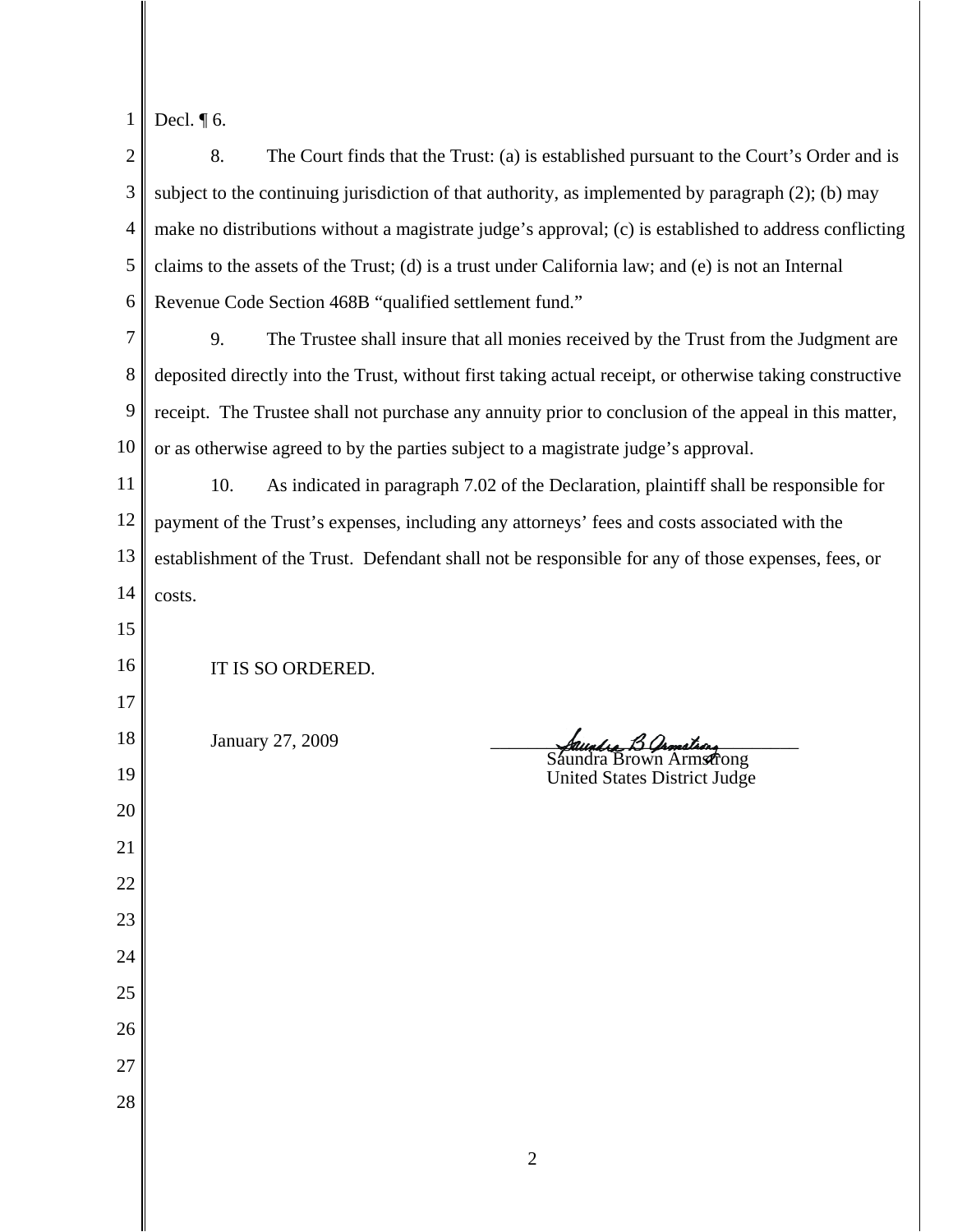Decl. ¶ 6.

8. The Court finds that the Trust: (a) is established pursuant to the Court's Order and is subject to the continuing jurisdiction of that authority, as implemented by paragraph (2); (b) may make no distributions without a magistrate judge's approval; (c) is established to address conflicting claims to the assets of the Trust; (d) is a trust under California law; and (e) is not an Internal Revenue Code Section 468B "qualified settlement fund."

9. The Trustee shall insure that all monies received by the Trust from the Judgment are deposited directly into the Trust, without first taking actual receipt, or otherwise taking constructive receipt. The Trustee shall not purchase any annuity prior to conclusion of the appeal in this matter, or as otherwise agreed to by the parties subject to a magistrate judge's approval.

10. As indicated in paragraph 7.02 of the Declaration, plaintiff shall be responsible for payment of the Trust's expenses, including any attorneys' fees and costs associated with the establishment of the Trust. Defendant shall not be responsible for any of those expenses, fees, or costs.

IT IS SO ORDERED.

January 27, 2009

Saundra Brown Armstrong
United States District Judge